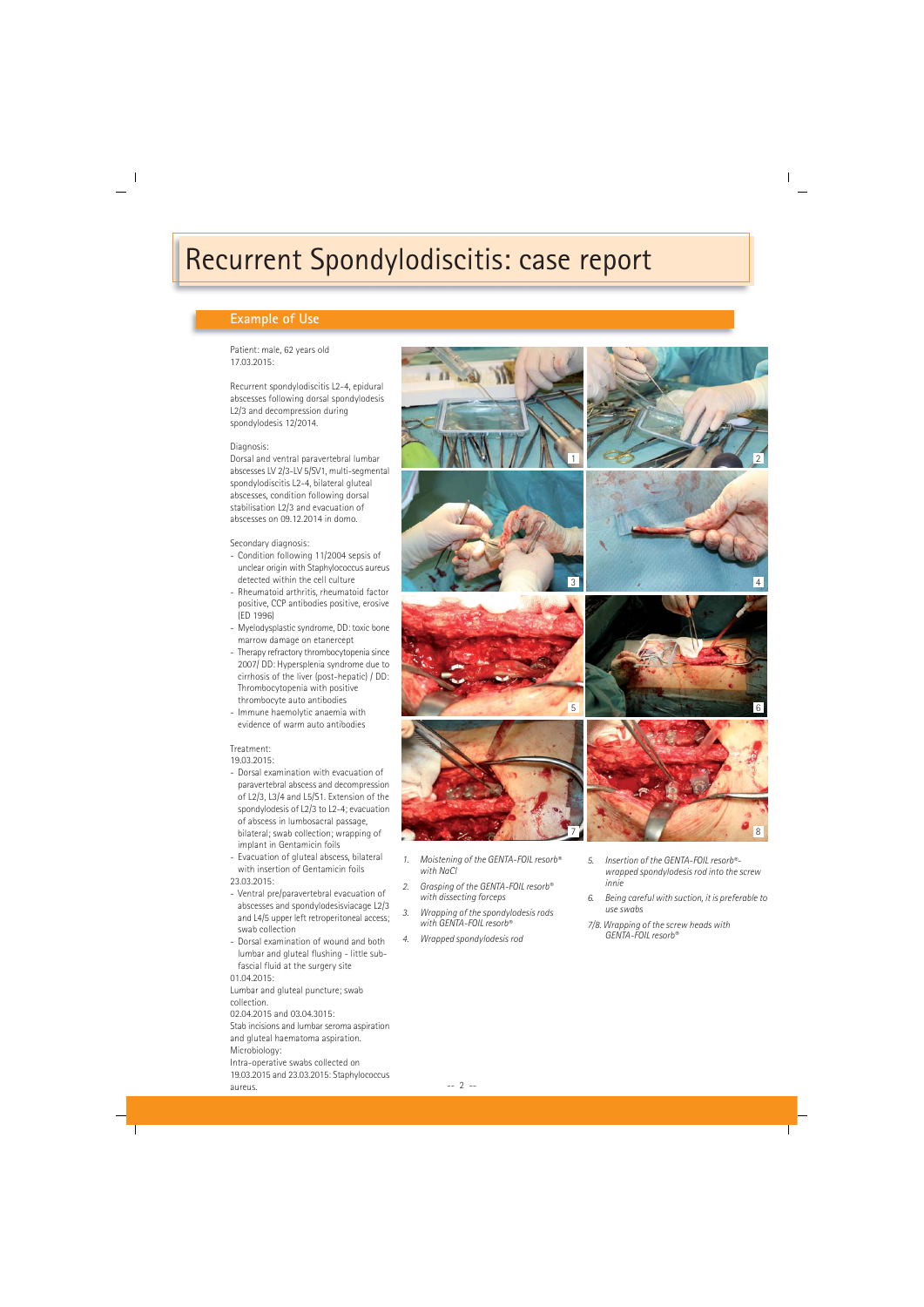# Recurrent Spondylodiscitis: case report

## Example of Use

Patient: male, 62 years old
17.03.2015:

Recurrent spondylodiscitis L2-4, epidural abscesses following dorsal spondylodesis L2/3 and decompression during spondylodesis 12/2014.

Diagnosis:
Dorsal and ventral paravertebral lumbar abscesses LV 2/3-LV 5/SV1, multi-segmental spondylodiscitis L2-4, bilateral gluteal abscesses, condition following dorsal stabilisation L2/3 and evacuation of abscesses on 09.12.2014 in domo.

Secondary diagnosis:

- Condition following 11/2004 sepsis of unclear origin with Staphylococcus aureus detected within the cell culture
- Rheumatoid arthritis, rheumatoid factor positive, CCP antibodies positive, erosive (ED 1996)
- Myelodysplastic syndrome, DD: toxic bone marrow damage on etanercept
- Therapy refractory thrombocytopenia since 2007/ DD: Hypersplenia syndrome due to cirrhosis of the liver (post-hepatic) / DD: Thrombocytopenia with positive thrombocyte auto antibodies
- Immune haemolytic anaemia with evidence of warm auto antibodies

Treatment:
19.03.2015:

- Dorsal examination with evacuation of paravertebral abscess and decompression of L2/3, L3/4 and L5/S1. Extension of the spondylodesis of L2/3 to L2-4; evacuation of abscess in lumbosacral passage, bilateral; swab collection; wrapping of implant in Gentamicin foils
- Evacuation of gluteal abscess, bilateral with insertion of Gentamicin foils

23.03.2015:

- Ventral pre/paravertebral evacuation of abscesses and spondylodesisviacage L2/3 and L4/5 upper left retroperitoneal access; swab collection
- Dorsal examination of wound and both lumbar and gluteal flushing - little sub-fascial fluid at the surgery site

01.04.2015:
Lumbar and gluteal puncture; swab collection.
02.04.2015 and 03.04.3015:
Stab incisions and lumbar seroma aspiration and gluteal haematoma aspiration.
Microbiology:
Intra-operative swabs collected on 19.03.2015 and 23.03.2015: Staphylococcus aureus.

1. *Moistening of the GENTA-FOIL resorb® with NaCl*
2. *Grasping of the GENTA-FOIL resorb® with dissecting forceps*
3. *Wrapping of the spondylodesis rods with GENTA-FOIL resorb®*
4. *Wrapped spondylodesis rod*
5. *Insertion of the GENTA-FOIL resorb®-wrapped spondylodesis rod into the screw innie*
6. *Being careful with suction, it is preferable to use swabs*

7/8. *Wrapping of the screw heads with GENTA-FOIL resorb®*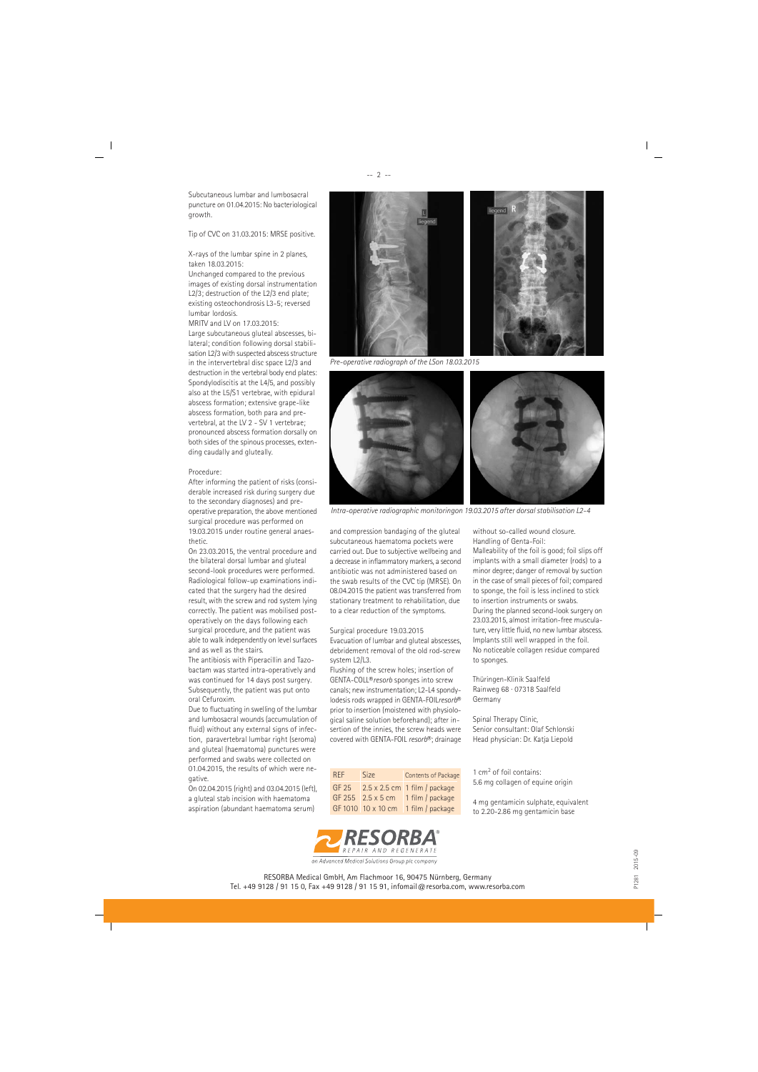Subcutaneous lumbar and lumbosacral puncture on 01.04.2015: No bacteriological growth.

Tip of CVC on 31.03.2015: MRSE positive.

X-rays of the lumbar spine in 2 planes, taken 18.03.2015:
Unchanged compared to the previous images of existing dorsal instrumentation L2/3; destruction of the L2/3 end plate; existing osteochondrosis L3-5; reversed lumbar lordosis.
MRITV and LV on 17.03.2015:
Large subcutaneous gluteal abscesses, bilateral; condition following dorsal stabilisation L2/3 with suspected abscess structure in the intervertebral disc space L2/3 and destruction in the vertebral body end plates: Spondylodiscitis at the L4/5, and possibly also at the L5/S1 vertebrae, with epidural abscess formation; extensive grape-like abscess formation, both para and prevertebral, at the LV 2 - SV 1 vertebrae; pronounced abscess formation dorsally on both sides of the spinous processes, extending caudally and gluteally.

Procedure:
After informing the patient of risks (considerable increased risk during surgery due to the secondary diagnoses) and preoperative preparation, the above mentioned surgical procedure was performed on 19.03.2015 under routine general anaesthetic.
On 23.03.2015, the ventral procedure and the bilateral dorsal lumbar and gluteal second-look procedures were performed. Radiological follow-up examinations indicated that the surgery had the desired result, with the screw and rod system lying correctly. The patient was mobilised postoperatively on the days following each surgical procedure, and the patient was able to walk independently on level surfaces and as well as the stairs.
The antibiosis with Piperacillin and Tazobactam was started intra-operatively and was continued for 14 days post surgery. Subsequently, the patient was put onto oral Cefuroxim.
Due to fluctuating in swelling of the lumbar and lumbosacral wounds (accumulation of fluid) without any external signs of infection, paravertebral lumbar right (seroma) and gluteal (haematoma) punctures were performed and swabs were collected on 01.04.2015, the results of which were negative.
On 02.04.2015 (right) and 03.04.2015 (left), a gluteal stab incision with haematoma aspiration (abundant haematoma serum) and compression bandaging of the gluteal subcutaneous haematoma pockets were carried out. Due to subjective wellbeing and a decrease in inflammatory markers, a second antibiotic was not administered based on the swab results of the CVC tip (MRSE). On 08.04.2015 the patient was transferred from stationary treatment to rehabilitation, due to a clear reduction of the symptoms.

*Pre-operative radiograph of the LSon 18.03.2015*

*Intra-operative radiographic monitoringon 19.03.2015 after dorsal stabilisation L2-4*

Surgical procedure 19.03.2015
Evacuation of lumbar and gluteal abscesses, debridement removal of the old rod-screw system L2/L3.
Flushing of the screw holes; insertion of GENTA-COLL®*resorb* sponges into screw canals; new instrumentation; L2-L4 spondylodesis rods wrapped in GENTA-FOIL*resorb*® prior to insertion (moistened with physiological saline solution beforehand); after insertion of the innies, the screw heads were covered with GENTA-FOIL *resorb*®; drainage without so-called wound closure.
Handling of Genta-Foil:
Malleability of the foil is good; foil slips off implants with a small diameter (rods) to a minor degree; danger of removal by suction in the case of small pieces of foil; compared to sponge, the foil is less inclined to stick to insertion instruments or swabs.
During the planned second-look surgery on 23.03.2015, almost irritation-free musculature, very little fluid, no new lumbar abscess. Implants still well wrapped in the foil. No noticeable collagen residue compared to sponges.

Thüringen-Klinik Saalfeld
Rainweg 68 · 07318 Saalfeld
Germany

Spinal Therapy Clinic,
Senior consultant: Olaf Schlonski
Head physician: Dr. Katja Liepold

| REF | Size | Contents of Package |
|---|---|---|
| GF 25 | 2.5 x 2.5 cm | 1 film / package |
| GF 255 | 2.5 x 5 cm | 1 film / package |
| GF 1010 | 10 x 10 cm | 1 film / package |

1 cm² of foil contains:
5.6 mg collagen of equine origin

4 mg gentamicin sulphate, equivalent to 2.20-2.86 mg gentamicin base

RESORBA® REPAIR AND REGENERATE
an Advanced Medical Solutions Group plc company

RESORBA Medical GmbH, Am Flachmoor 16, 90475 Nürnberg, Germany
Tel. +49 9128 / 91 15 0, Fax +49 9128 / 91 15 91, infomail@resorba.com, www.resorba.com

P1281 2015-09